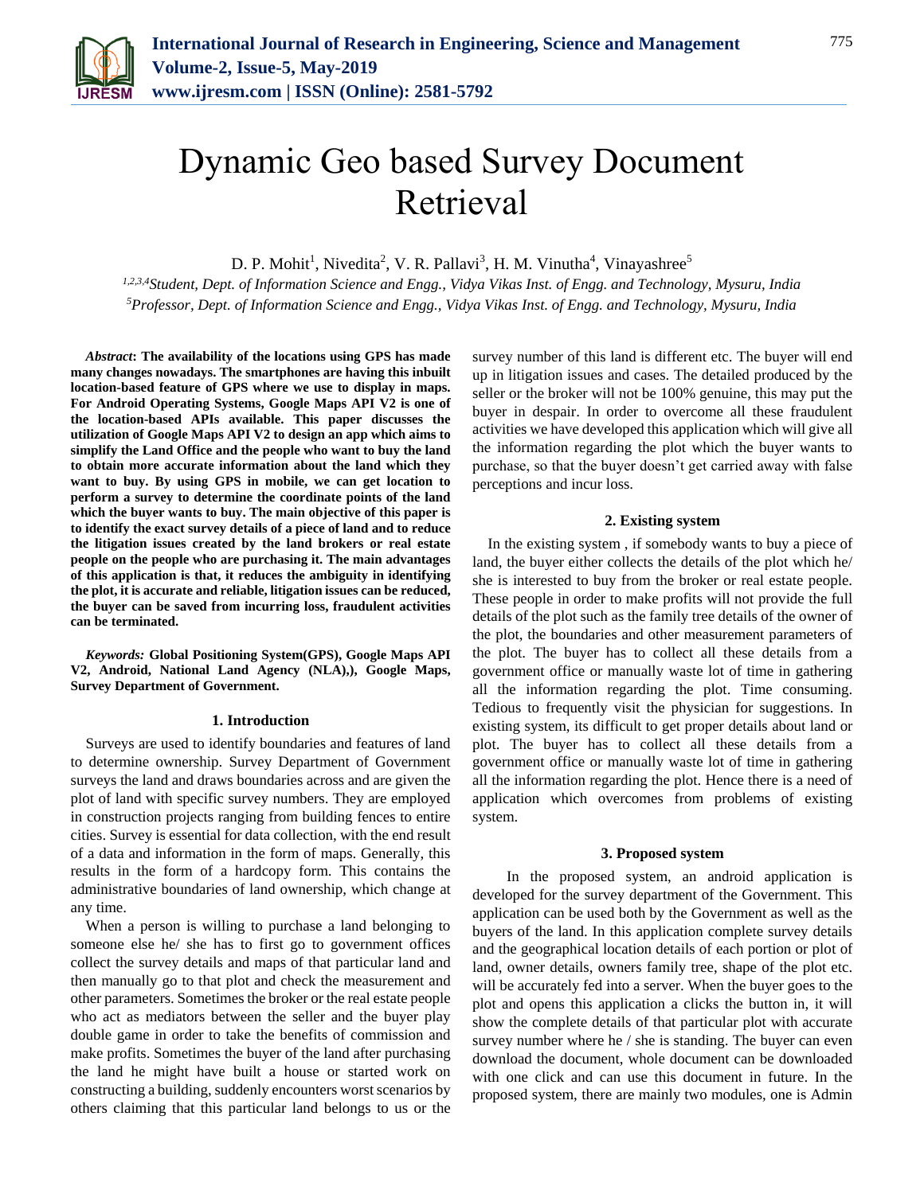# Dynamic Geo based Survey Document Retrieval

D. P. Mohit[1], Nivedita[2], V. R. Pallavi[3], H. M. Vinutha[4], Vinayashree[5]

[1,2,3,4]*Student, Dept. of Information Science and Engg., Vidya Vikas Inst. of Engg. and Technology, Mysuru, India*
[5]*Professor, Dept. of Information Science and Engg., Vidya Vikas Inst. of Engg. and Technology, Mysuru, India*

***Abstract*: The availability of the locations using GPS has made many changes nowadays. The smartphones are having this inbuilt location-based feature of GPS where we use to display in maps. For Android Operating Systems, Google Maps API V2 is one of the location-based APIs available. This paper discusses the utilization of Google Maps API V2 to design an app which aims to simplify the Land Office and the people who want to buy the land to obtain more accurate information about the land which they want to buy. By using GPS in mobile, we can get location to perform a survey to determine the coordinate points of the land which the buyer wants to buy. The main objective of this paper is to identify the exact survey details of a piece of land and to reduce the litigation issues created by the land brokers or real estate people on the people who are purchasing it. The main advantages of this application is that, it reduces the ambiguity in identifying the plot, it is accurate and reliable, litigation issues can be reduced, the buyer can be saved from incurring loss, fraudulent activities can be terminated.**

***Keywords:* Global Positioning System(GPS), Google Maps API V2, Android, National Land Agency (NLA),), Google Maps, Survey Department of Government.**

## 1. Introduction

Surveys are used to identify boundaries and features of land to determine ownership. Survey Department of Government surveys the land and draws boundaries across and are given the plot of land with specific survey numbers. They are employed in construction projects ranging from building fences to entire cities. Survey is essential for data collection, with the end result of a data and information in the form of maps. Generally, this results in the form of a hardcopy form. This contains the administrative boundaries of land ownership, which change at any time.

When a person is willing to purchase a land belonging to someone else he/ she has to first go to government offices collect the survey details and maps of that particular land and then manually go to that plot and check the measurement and other parameters. Sometimes the broker or the real estate people who act as mediators between the seller and the buyer play double game in order to take the benefits of commission and make profits. Sometimes the buyer of the land after purchasing the land he might have built a house or started work on constructing a building, suddenly encounters worst scenarios by others claiming that this particular land belongs to us or the survey number of this land is different etc. The buyer will end up in litigation issues and cases. The detailed produced by the seller or the broker will not be 100% genuine, this may put the buyer in despair. In order to overcome all these fraudulent activities we have developed this application which will give all the information regarding the plot which the buyer wants to purchase, so that the buyer doesn't get carried away with false perceptions and incur loss.

## 2. Existing system

In the existing system , if somebody wants to buy a piece of land, the buyer either collects the details of the plot which he/ she is interested to buy from the broker or real estate people. These people in order to make profits will not provide the full details of the plot such as the family tree details of the owner of the plot, the boundaries and other measurement parameters of the plot. The buyer has to collect all these details from a government office or manually waste lot of time in gathering all the information regarding the plot. Time consuming. Tedious to frequently visit the physician for suggestions. In existing system, its difficult to get proper details about land or plot. The buyer has to collect all these details from a government office or manually waste lot of time in gathering all the information regarding the plot. Hence there is a need of application which overcomes from problems of existing system.

## 3. Proposed system

In the proposed system, an android application is developed for the survey department of the Government. This application can be used both by the Government as well as the buyers of the land. In this application complete survey details and the geographical location details of each portion or plot of land, owner details, owners family tree, shape of the plot etc. will be accurately fed into a server. When the buyer goes to the plot and opens this application a clicks the button in, it will show the complete details of that particular plot with accurate survey number where he / she is standing. The buyer can even download the document, whole document can be downloaded with one click and can use this document in future. In the proposed system, there are mainly two modules, one is Admin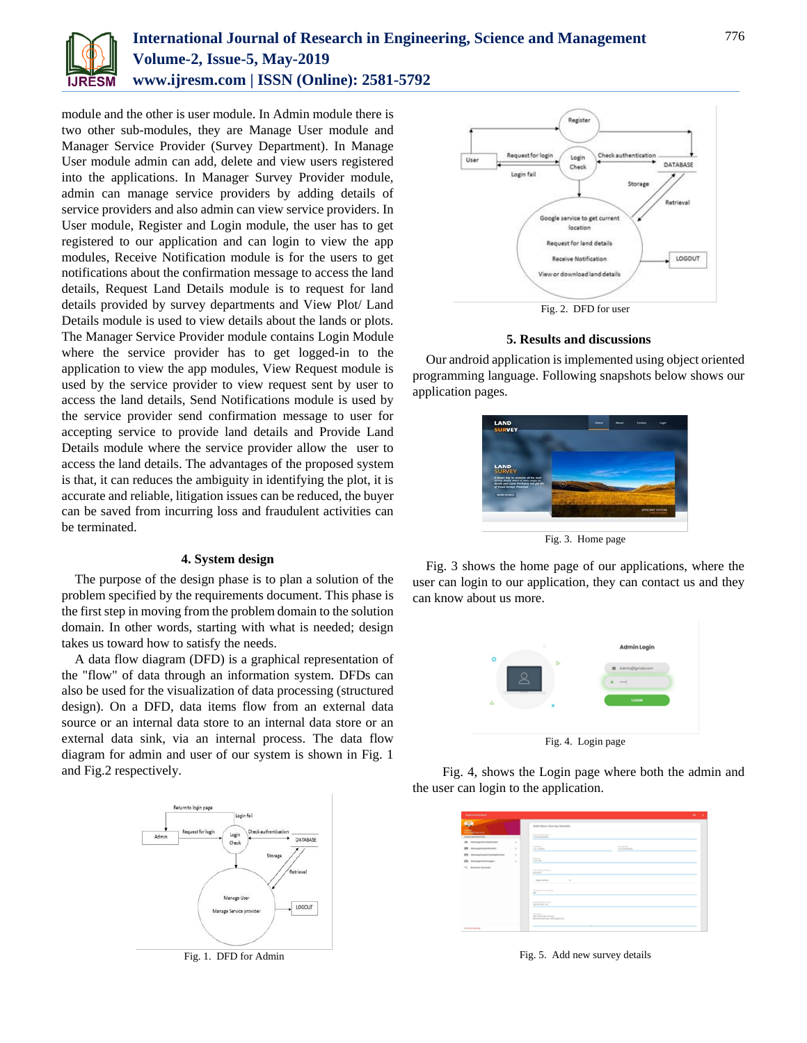module and the other is user module. In Admin module there is two other sub-modules, they are Manage User module and Manager Service Provider (Survey Department). In Manage User module admin can add, delete and view users registered into the applications. In Manager Survey Provider module, admin can manage service providers by adding details of service providers and also admin can view service providers. In User module, Register and Login module, the user has to get registered to our application and can login to view the app modules, Receive Notification module is for the users to get notifications about the confirmation message to access the land details, Request Land Details module is to request for land details provided by survey departments and View Plot/ Land Details module is used to view details about the lands or plots. The Manager Service Provider module contains Login Module where the service provider has to get logged-in to the application to view the app modules, View Request module is used by the service provider to view request sent by user to access the land details, Send Notifications module is used by the service provider send confirmation message to user for accepting service to provide land details and Manage Land Details module where the service provider allow the user to access the land details. The advantages of the proposed system is that, it can reduces the ambiguity in identifying the plot, it is accurate and reliable, litigation issues can be reduced, the buyer can be saved from incurring loss and fraudulent activities can be terminated.

## 4. System design

The purpose of the design phase is to plan a solution of the problem specified by the requirements document. This phase is the first step in moving from the problem domain to the solution domain. In other words, starting with what is needed; design takes us toward how to satisfy the needs.

A data flow diagram (DFD) is a graphical representation of the "flow" of data through an information system. DFDs can also be used for the visualization of data processing (structured design). On a DFD, data items flow from an external data source or an internal data store to an internal data store or an external data sink, via an internal process. The data flow diagram for admin and user of our system is shown in Fig. 1 and Fig.2 respectively.

Fig. 1. DFD for Admin

Fig. 2. DFD for user

## 5. Results and discussions

Our android application is implemented using object oriented programming language. Following snapshots below shows our application pages.

Fig. 3. Home page

Fig. 3 shows the home page of our applications, where the user can login to our application, they can contact us and they can know about us more.

Fig. 4. Login page

Fig. 4, shows the Login page where both the admin and the user can login to the application.

Fig. 5. Add new survey details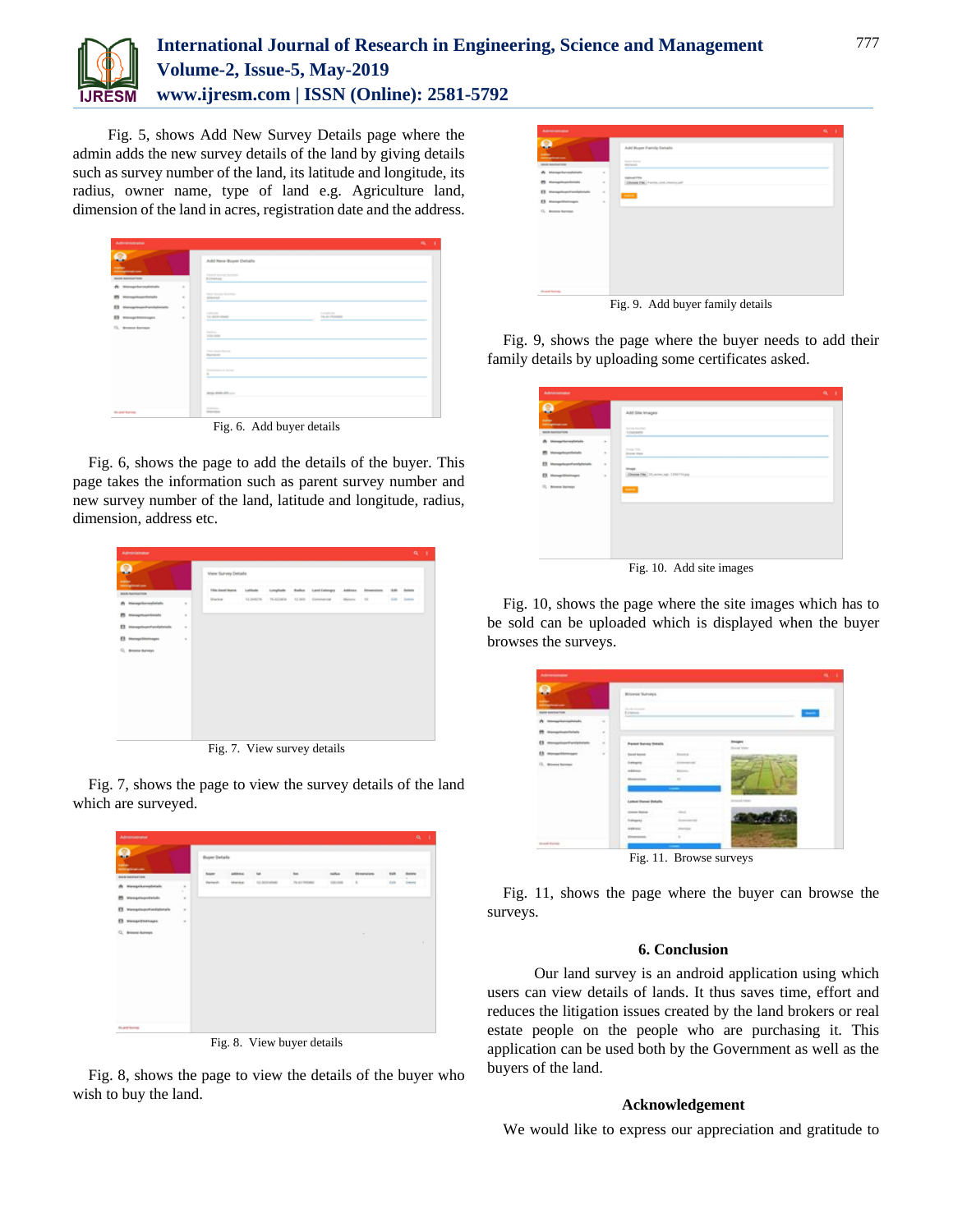Fig. 5, shows Add New Survey Details page where the admin adds the new survey details of the land by giving details such as survey number of the land, its latitude and longitude, its radius, owner name, type of land e.g. Agriculture land, dimension of the land in acres, registration date and the address.

Fig. 6. Add buyer details

Fig. 6, shows the page to add the details of the buyer. This page takes the information such as parent survey number and new survey number of the land, latitude and longitude, radius, dimension, address etc.

Fig. 7. View survey details

Fig. 7, shows the page to view the survey details of the land which are surveyed.

Fig. 8. View buyer details

Fig. 8, shows the page to view the details of the buyer who wish to buy the land.

Fig. 9. Add buyer family details

Fig. 9, shows the page where the buyer needs to add their family details by uploading some certificates asked.

Fig. 10. Add site images

Fig. 10, shows the page where the site images which has to be sold can be uploaded which is displayed when the buyer browses the surveys.

Fig. 11. Browse surveys

Fig. 11, shows the page where the buyer can browse the surveys.

## 6. Conclusion

Our land survey is an android application using which users can view details of lands. It thus saves time, effort and reduces the litigation issues created by the land brokers or real estate people on the people who are purchasing it. This application can be used both by the Government as well as the buyers of the land.

## Acknowledgement

We would like to express our appreciation and gratitude to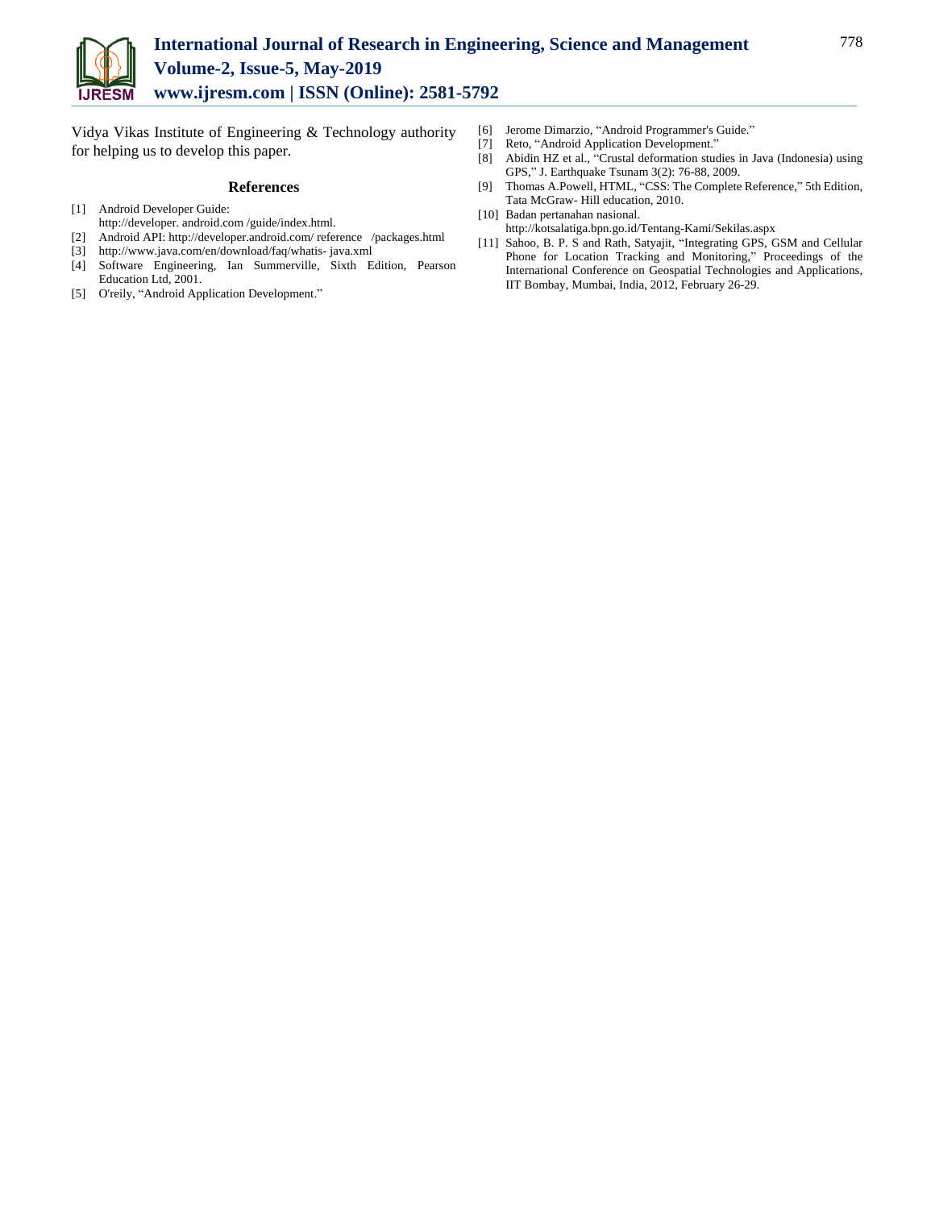Vidya Vikas Institute of Engineering & Technology authority for helping us to develop this paper.

## References

[1] Android Developer Guide: http://developer. android.com /guide/index.html.

[2] Android API: http://developer.android.com/ reference /packages.html

[3] http://www.java.com/en/download/faq/whatis- java.xml

[4] Software Engineering, Ian Summerville, Sixth Edition, Pearson Education Ltd, 2001.

[5] O'reily, "Android Application Development."

[6] Jerome Dimarzio, "Android Programmer's Guide."

[7] Reto, "Android Application Development."

[8] Abidin HZ et al., "Crustal deformation studies in Java (Indonesia) using GPS," J. Earthquake Tsunam 3(2): 76-88, 2009.

[9] Thomas A.Powell, HTML, "CSS: The Complete Reference," 5th Edition, Tata McGraw- Hill education, 2010.

[10] Badan pertanahan nasional. http://kotsalatiga.bpn.go.id/Tentang-Kami/Sekilas.aspx

[11] Sahoo, B. P. S and Rath, Satyajit, "Integrating GPS, GSM and Cellular Phone for Location Tracking and Monitoring," Proceedings of the International Conference on Geospatial Technologies and Applications, IIT Bombay, Mumbai, India, 2012, February 26-29.